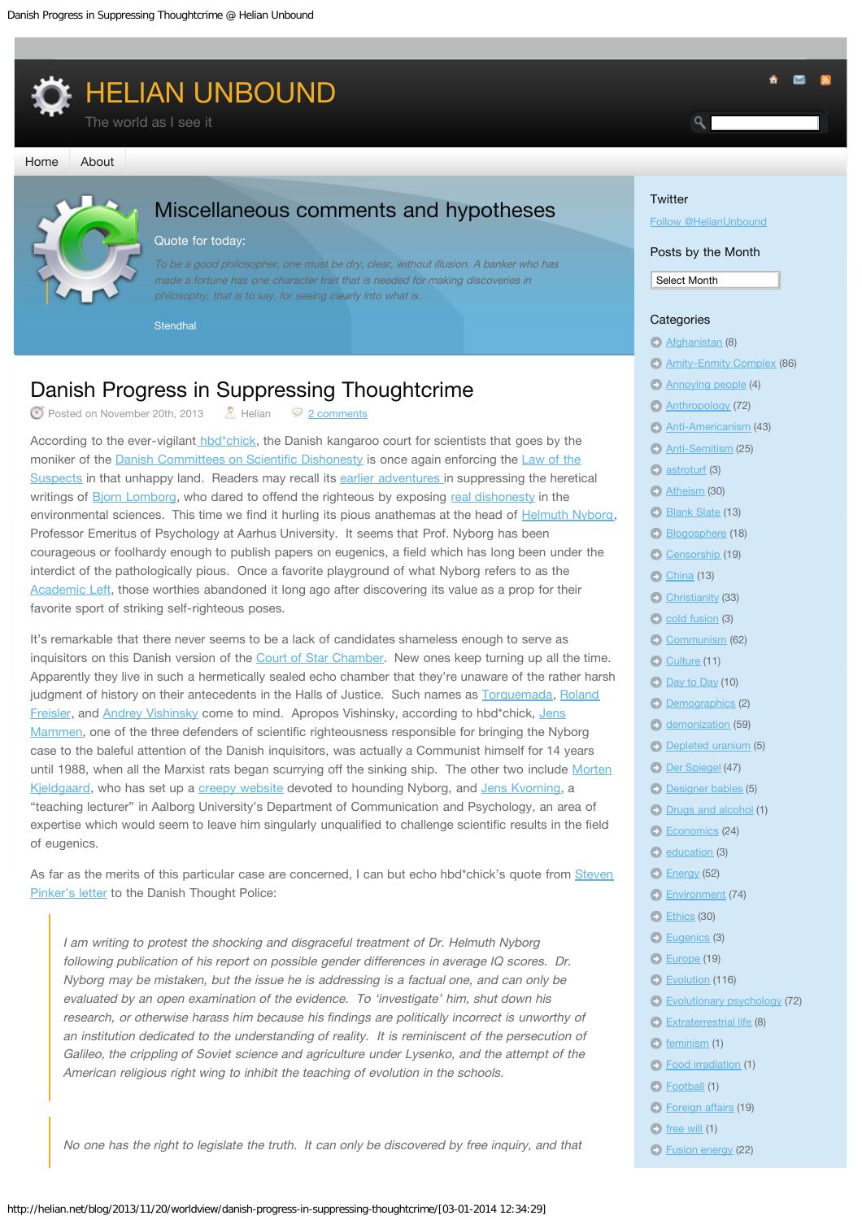# HELIAN UNBOUND

The world as I see it

Home | About

## Miscellaneous comments and hypotheses

Quote for today:

*To be a good philosopher, one must be dry, clear, without illusion. A banker who has made a fortune has one character trait that is needed for making discoveries in philosophy, that is to say, for seeing clearly into what is.*

Stendhal

# Danish Progress in Suppressing Thoughtcrime

Posted on November 20th, 2013 Helian 2 comments

According to the ever-vigilant hbd*chick, the Danish kangaroo court for scientists that goes by the moniker of the Danish Committees on Scientific Dishonesty is once again enforcing the Law of the Suspects in that unhappy land. Readers may recall its earlier adventures in suppressing the heretical writings of Bjorn Lomborg, who dared to offend the righteous by exposing real dishonesty in the environmental sciences. This time we find it hurling its pious anathemas at the head of Helmuth Nyborg, Professor Emeritus of Psychology at Aarhus University. It seems that Prof. Nyborg has been courageous or foolhardy enough to publish papers on eugenics, a field which has long been under the interdict of the pathologically pious. Once a favorite playground of what Nyborg refers to as the Academic Left, those worthies abandoned it long ago after discovering its value as a prop for their favorite sport of striking self-righteous poses.

It's remarkable that there never seems to be a lack of candidates shameless enough to serve as inquisitors on this Danish version of the Court of Star Chamber. New ones keep turning up all the time. Apparently they live in such a hermetically sealed echo chamber that they're unaware of the rather harsh judgment of history on their antecedents in the Halls of Justice. Such names as Torquemada, Roland Freisler, and Andrey Vishinsky come to mind. Apropos Vishinsky, according to hbd*chick, Jens Mammen, one of the three defenders of scientific righteousness responsible for bringing the Nyborg case to the baleful attention of the Danish inquisitors, was actually a Communist himself for 14 years until 1988, when all the Marxist rats began scurrying off the sinking ship. The other two include Morten Kjeldgaard, who has set up a creepy website devoted to hounding Nyborg, and Jens Kvorning, a "teaching lecturer" in Aalborg University's Department of Communication and Psychology, an area of expertise which would seem to leave him singularly unqualified to challenge scientific results in the field of eugenics.

As far as the merits of this particular case are concerned, I can but echo hbd*chick's quote from Steven Pinker's letter to the Danish Thought Police:

> *I am writing to protest the shocking and disgraceful treatment of Dr. Helmuth Nyborg following publication of his report on possible gender differences in average IQ scores. Dr. Nyborg may be mistaken, but the issue he is addressing is a factual one, and can only be evaluated by an open examination of the evidence. To 'investigate' him, shut down his research, or otherwise harass him because his findings are politically incorrect is unworthy of an institution dedicated to the understanding of reality. It is reminiscent of the persecution of Galileo, the crippling of Soviet science and agriculture under Lysenko, and the attempt of the American religious right wing to inhibit the teaching of evolution in the schools.*

> *No one has the right to legislate the truth. It can only be discovered by free inquiry, and that*

## Twitter

Follow @HelianUnbound

## Posts by the Month

Select Month

## Categories

- Afghanistan (8)
- Amity-Enmity Complex (86)
- Annoying people (4)
- Anthropology (72)
- Anti-Americanism (43)
- Anti-Semitism (25)
- astroturf (3)
- Atheism (30)
- Blank Slate (13)
- Blogosphere (18)
- Censorship (19)
- China (13)
- Christianity (33)
- cold fusion (3)
- Communism (62)
- Culture (11)
- Day to Day (10)
- Demographics (2)
- demonization (59)
- Depleted uranium (5)
- Der Spiegel (47)
- Designer babies (5)
- Drugs and alcohol (1)
- Economics (24)
- education (3)
- Energy (52)
- Environment (74)
- Ethics (30)
- Eugenics (3)
- Europe (19)
- Evolution (116)
- Evolutionary psychology (72)
- Extraterrestrial life (8)
- feminism (1)
- Food irradiation (1)
- Football (1)
- Foreign affairs (19)
- free will (1)
- Fusion energy (22)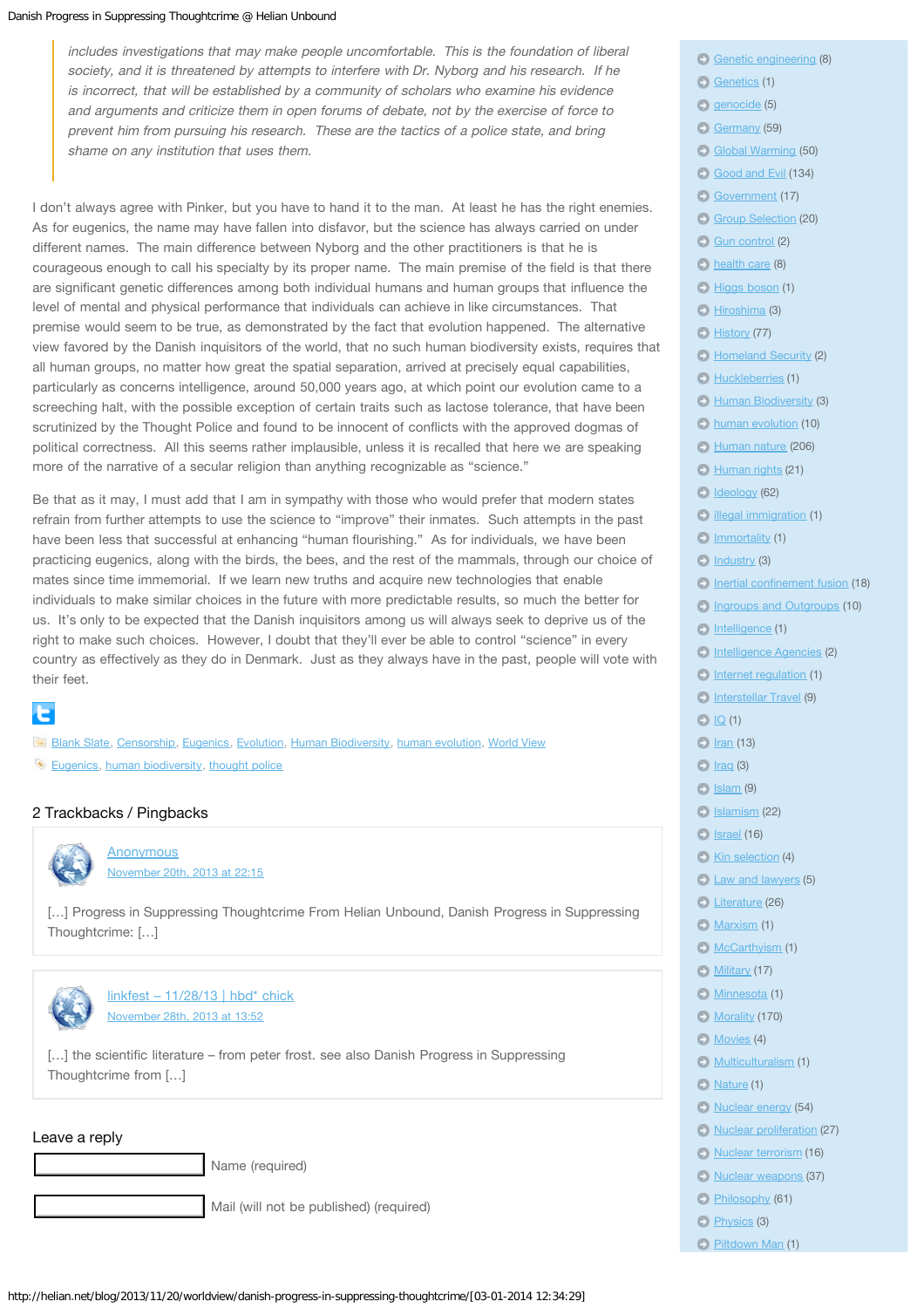> *includes investigations that may make people uncomfortable. This is the foundation of liberal society, and it is threatened by attempts to interfere with Dr. Nyborg and his research. If he is incorrect, that will be established by a community of scholars who examine his evidence and arguments and criticize them in open forums of debate, not by the exercise of force to prevent him from pursuing his research. These are the tactics of a police state, and bring shame on any institution that uses them.*

I don't always agree with Pinker, but you have to hand it to the man. At least he has the right enemies. As for eugenics, the name may have fallen into disfavor, but the science has always carried on under different names. The main difference between Nyborg and the other practitioners is that he is courageous enough to call his specialty by its proper name. The main premise of the field is that there are significant genetic differences among both individual humans and human groups that influence the level of mental and physical performance that individuals can achieve in like circumstances. That premise would seem to be true, as demonstrated by the fact that evolution happened. The alternative view favored by the Danish inquisitors of the world, that no such human biodiversity exists, requires that all human groups, no matter how great the spatial separation, arrived at precisely equal capabilities, particularly as concerns intelligence, around 50,000 years ago, at which point our evolution came to a screeching halt, with the possible exception of certain traits such as lactose tolerance, that have been scrutinized by the Thought Police and found to be innocent of conflicts with the approved dogmas of political correctness. All this seems rather implausible, unless it is recalled that here we are speaking more of the narrative of a secular religion than anything recognizable as "science."

Be that as it may, I must add that I am in sympathy with those who would prefer that modern states refrain from further attempts to use the science to "improve" their inmates. Such attempts in the past have been less that successful at enhancing "human flourishing." As for individuals, we have been practicing eugenics, along with the birds, the bees, and the rest of the mammals, through our choice of mates since time immemorial. If we learn new truths and acquire new technologies that enable individuals to make similar choices in the future with more predictable results, so much the better for us. It's only to be expected that the Danish inquisitors among us will always seek to deprive us of the right to make such choices. However, I doubt that they'll ever be able to control "science" in every country as effectively as they do in Denmark. Just as they always have in the past, people will vote with their feet.

Blank Slate, Censorship, Eugenics, Evolution, Human Biodiversity, human evolution, World View

Eugenics, human biodiversity, thought police

## 2 Trackbacks / Pingbacks

**Anonymous**
November 20th, 2013 at 22:15

[…] Progress in Suppressing Thoughtcrime From Helian Unbound, Danish Progress in Suppressing Thoughtcrime: […]

**linkfest – 11/28/13 | hbd* chick**
November 28th, 2013 at 13:52

[…] the scientific literature – from peter frost. see also Danish Progress in Suppressing Thoughtcrime from […]

## Leave a reply

Name (required)

Mail (will not be published) (required)

- Genetic engineering (8)
- Genetics (1)
- genocide (5)
- Germany (59)
- Global Warming (50)
- Good and Evil (134)
- Government (17)
- Group Selection (20)
- Gun control (2)
- health care (8)
- Higgs boson (1)
- Hiroshima (3)
- History (77)
- Homeland Security (2)
- Huckleberries (1)
- Human Biodiversity (3)
- human evolution (10)
- Human nature (206)
- Human rights (21)
- Ideology (62)
- illegal immigration (1)
- Immortality (1)
- Industry (3)
- Inertial confinement fusion (18)
- Ingroups and Outgroups (10)
- Intelligence (1)
- Intelligence Agencies (2)
- Internet regulation (1)
- Interstellar Travel (9)
- IQ (1)
- Iran (13)
- Iraq (3)
- Islam (9)
- Islamism (22)
- Israel (16)
- Kin selection (4)
- Law and lawyers (5)
- Literature (26)
- Marxism (1)
- McCarthyism (1)
- Military (17)
- Minnesota (1)
- Morality (170)
- Movies (4)
- Multiculturalism (1)
- Nature (1)
- Nuclear energy (54)
- Nuclear proliferation (27)
- Nuclear terrorism (16)
- Nuclear weapons (37)
- Philosophy (61)
- Physics (3)
- Piltdown Man (1)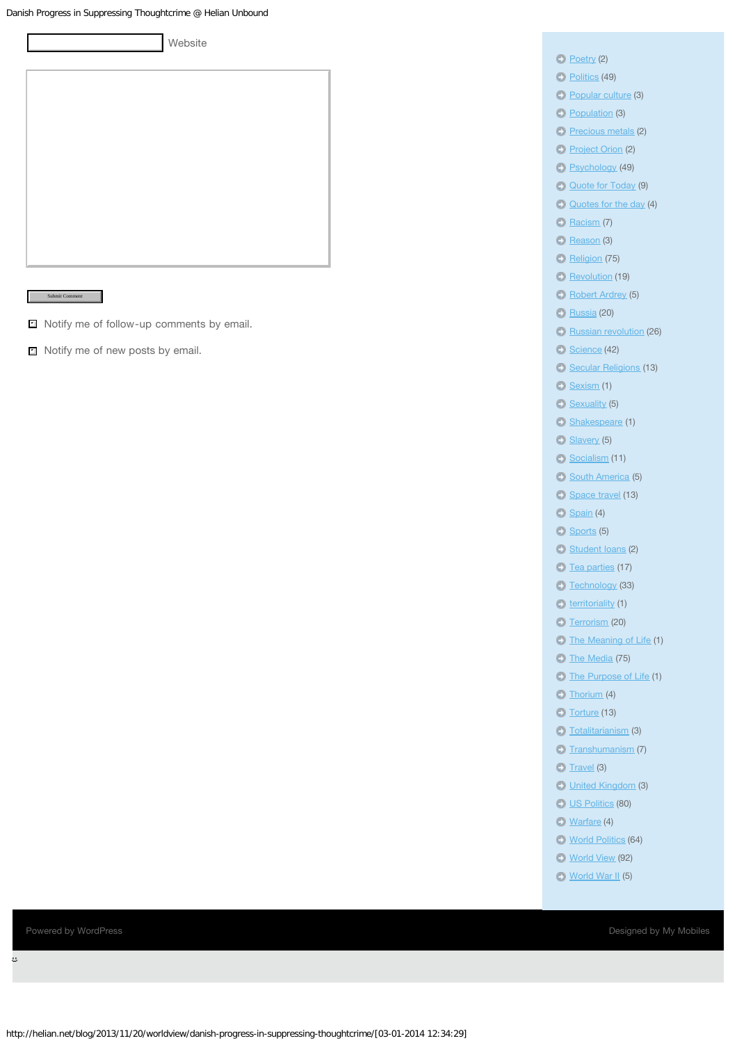Website

Submit Comment

- Notify me of follow-up comments by email.
- Notify me of new posts by email.

- Poetry (2)
- Politics (49)
- Popular culture (3)
- Population (3)
- Precious metals (2)
- Project Orion (2)
- Psychology (49)
- Quote for Today (9)
- Quotes for the day (4)
- Racism (7)
- Reason (3)
- Religion (75)
- Revolution (19)
- Robert Ardrey (5)
- Russia (20)
- Russian revolution (26)
- Science (42)
- Secular Religions (13)
- Sexism (1)
- Sexuality (5)
- Shakespeare (1)
- Slavery (5)
- Socialism (11)
- South America (5)
- Space travel (13)
- Spain (4)
- Sports (5)
- Student loans (2)
- Tea parties (17)
- Technology (33)
- territoriality (1)
- Terrorism (20)
- The Meaning of Life (1)
- The Media (75)
- The Purpose of Life (1)
- Thorium (4)
- Torture (13)
- Totalitarianism (3)
- Transhumanism (7)
- Travel (3)
- United Kingdom (3)
- US Politics (80)
- Warfare (4)
- World Politics (64)
- World View (92)
- World War II (5)

Powered by WordPress

Designed by My Mobiles